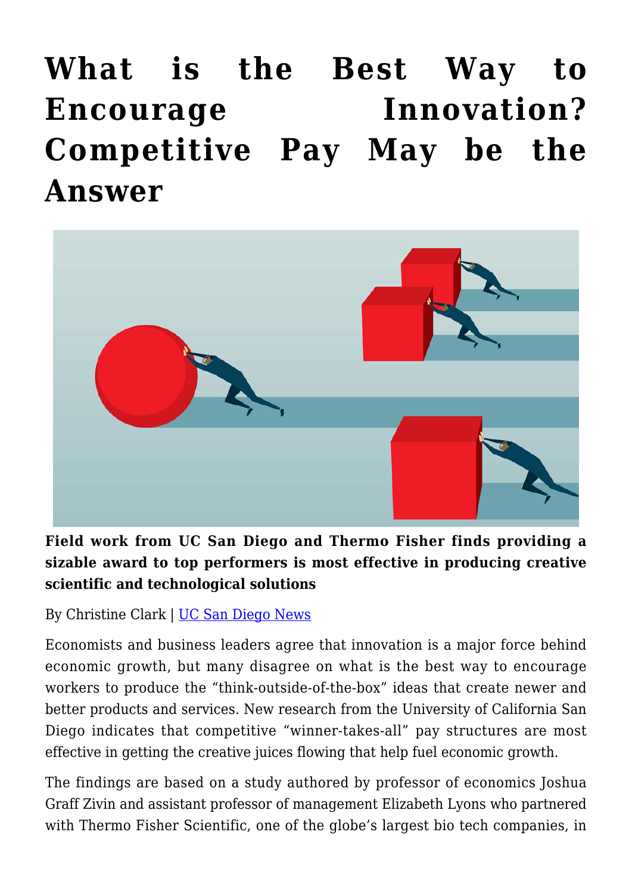# What is the Best Way to Encourage Innovation? Competitive Pay May be the Answer

**Field work from UC San Diego and Thermo Fisher finds providing a sizable award to top performers is most effective in producing creative scientific and technological solutions**

By Christine Clark | UC San Diego News

Economists and business leaders agree that innovation is a major force behind economic growth, but many disagree on what is the best way to encourage workers to produce the "think-outside-of-the-box" ideas that create newer and better products and services. New research from the University of California San Diego indicates that competitive "winner-takes-all" pay structures are most effective in getting the creative juices flowing that help fuel economic growth.

The findings are based on a study authored by professor of economics Joshua Graff Zivin and assistant professor of management Elizabeth Lyons who partnered with Thermo Fisher Scientific, one of the globe's largest bio tech companies, in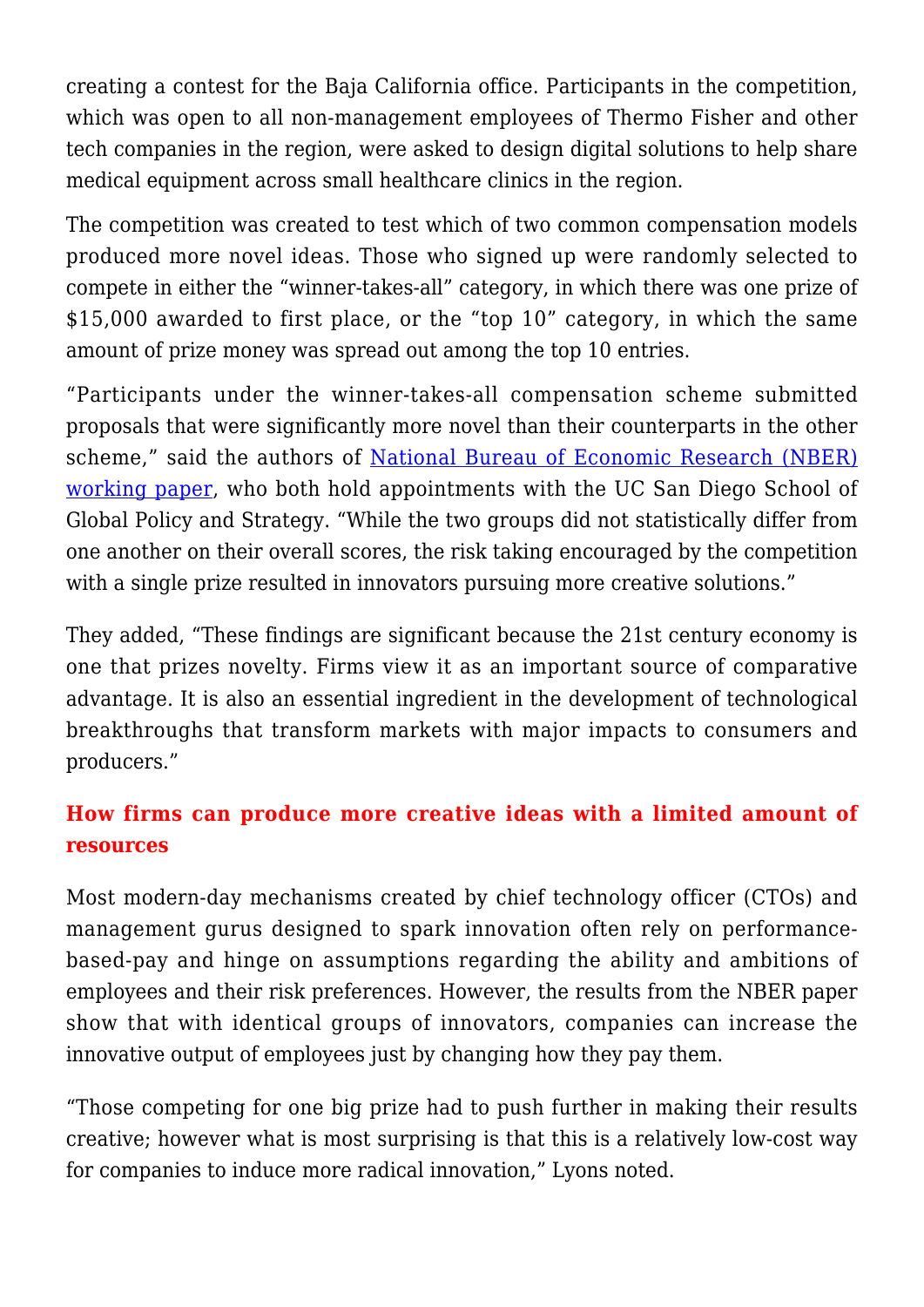creating a contest for the Baja California office. Participants in the competition, which was open to all non-management employees of Thermo Fisher and other tech companies in the region, were asked to design digital solutions to help share medical equipment across small healthcare clinics in the region.

The competition was created to test which of two common compensation models produced more novel ideas. Those who signed up were randomly selected to compete in either the "winner-takes-all" category, in which there was one prize of $15,000 awarded to first place, or the "top 10" category, in which the same amount of prize money was spread out among the top 10 entries.

"Participants under the winner-takes-all compensation scheme submitted proposals that were significantly more novel than their counterparts in the other scheme," said the authors of [National Bureau of Economic Research (NBER) working paper](), who both hold appointments with the UC San Diego School of Global Policy and Strategy. "While the two groups did not statistically differ from one another on their overall scores, the risk taking encouraged by the competition with a single prize resulted in innovators pursuing more creative solutions."

They added, "These findings are significant because the 21st century economy is one that prizes novelty. Firms view it as an important source of comparative advantage. It is also an essential ingredient in the development of technological breakthroughs that transform markets with major impacts to consumers and producers."

## How firms can produce more creative ideas with a limited amount of resources

Most modern-day mechanisms created by chief technology officer (CTOs) and management gurus designed to spark innovation often rely on performance-based-pay and hinge on assumptions regarding the ability and ambitions of employees and their risk preferences. However, the results from the NBER paper show that with identical groups of innovators, companies can increase the innovative output of employees just by changing how they pay them.

"Those competing for one big prize had to push further in making their results creative; however what is most surprising is that this is a relatively low-cost way for companies to induce more radical innovation," Lyons noted.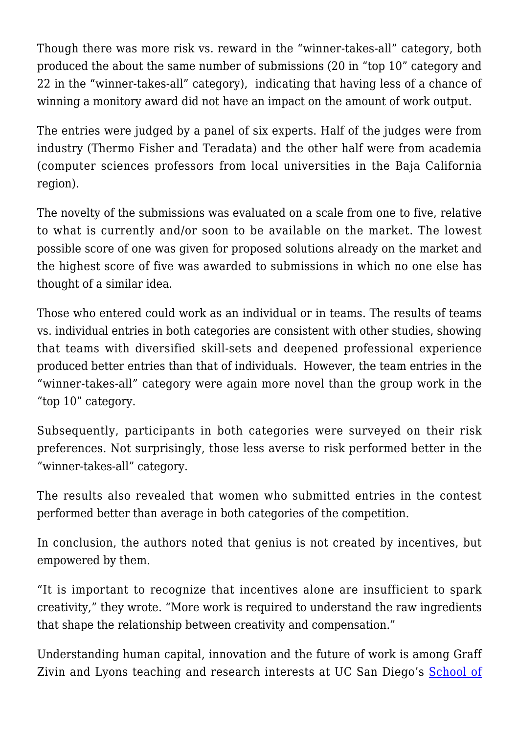Though there was more risk vs. reward in the "winner-takes-all" category, both produced the about the same number of submissions (20 in "top 10" category and 22 in the "winner-takes-all" category),  indicating that having less of a chance of winning a monitory award did not have an impact on the amount of work output.

The entries were judged by a panel of six experts. Half of the judges were from industry (Thermo Fisher and Teradata) and the other half were from academia (computer sciences professors from local universities in the Baja California region).

The novelty of the submissions was evaluated on a scale from one to five, relative to what is currently and/or soon to be available on the market. The lowest possible score of one was given for proposed solutions already on the market and the highest score of five was awarded to submissions in which no one else has thought of a similar idea.

Those who entered could work as an individual or in teams. The results of teams vs. individual entries in both categories are consistent with other studies, showing that teams with diversified skill-sets and deepened professional experience produced better entries than that of individuals.  However, the team entries in the "winner-takes-all" category were again more novel than the group work in the "top 10" category.

Subsequently, participants in both categories were surveyed on their risk preferences. Not surprisingly, those less averse to risk performed better in the "winner-takes-all" category.

The results also revealed that women who submitted entries in the contest performed better than average in both categories of the competition.

In conclusion, the authors noted that genius is not created by incentives, but empowered by them.

"It is important to recognize that incentives alone are insufficient to spark creativity," they wrote. "More work is required to understand the raw ingredients that shape the relationship between creativity and compensation."

Understanding human capital, innovation and the future of work is among Graff Zivin and Lyons teaching and research interests at UC San Diego's School of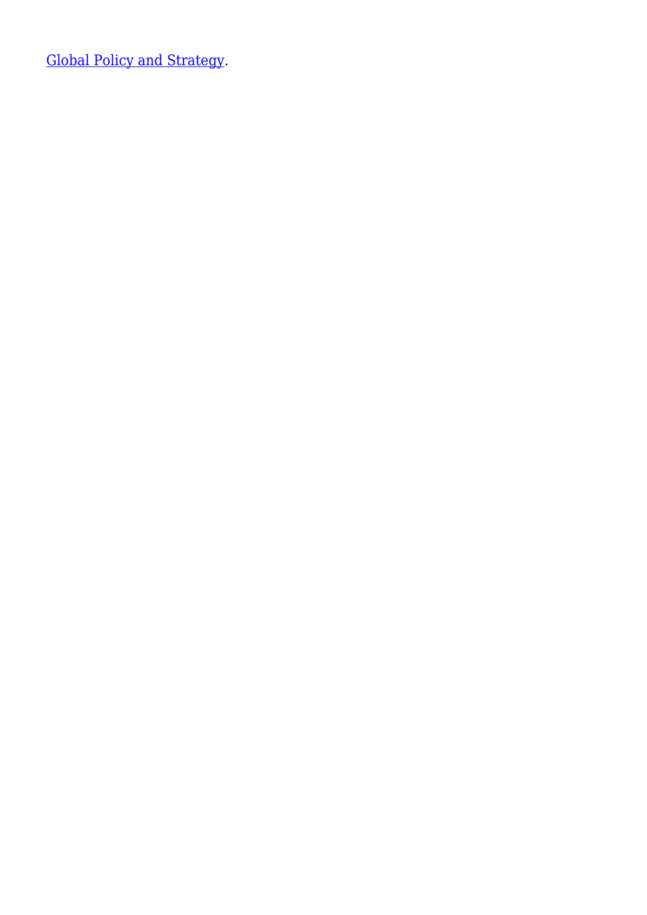Global Policy and Strategy.